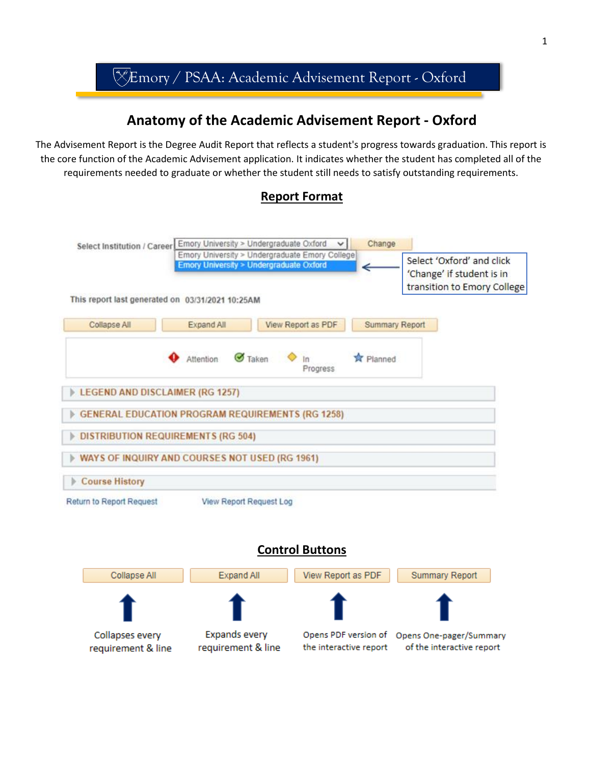# Emory / PSAA: Academic Advisement Report - Oxford

## Anatomy of the Academic Advisement Report - Oxford

The Advisement Report is the Degree Audit Report that reflects a student's progress towards graduation. This report is the core function of the Academic Advisement application. It indicates whether the student has completed all of the requirements needed to graduate or whether the student still needs to satisfy outstanding requirements.

### Report Format

Select Institution / Career: Emory University > Undergraduate Oxford | Change

- Emory University > Undergraduate Emory College
- Emory University > Undergraduate Oxford

Select 'Oxford' and click 'Change' if student is in transition to Emory College

This report last generated on 03/31/2021 10:25AM

Collapse All | Expand All | View Report as PDF | Summary Report

Attention | Taken | In Progress | Planned

- LEGEND AND DISCLAIMER (RG 1257)
- GENERAL EDUCATION PROGRAM REQUIREMENTS (RG 1258)
- DISTRIBUTION REQUIREMENTS (RG 504)
- WAYS OF INQUIRY AND COURSES NOT USED (RG 1961)
- Course History

Return to Report Request | View Report Request Log

### Control Buttons

| Collapse All | Expand All | View Report as PDF | Summary Report |
| --- | --- | --- | --- |
| Collapses every requirement & line | Expands every requirement & line | Opens PDF version of the interactive report | Opens One-pager/Summary of the interactive report |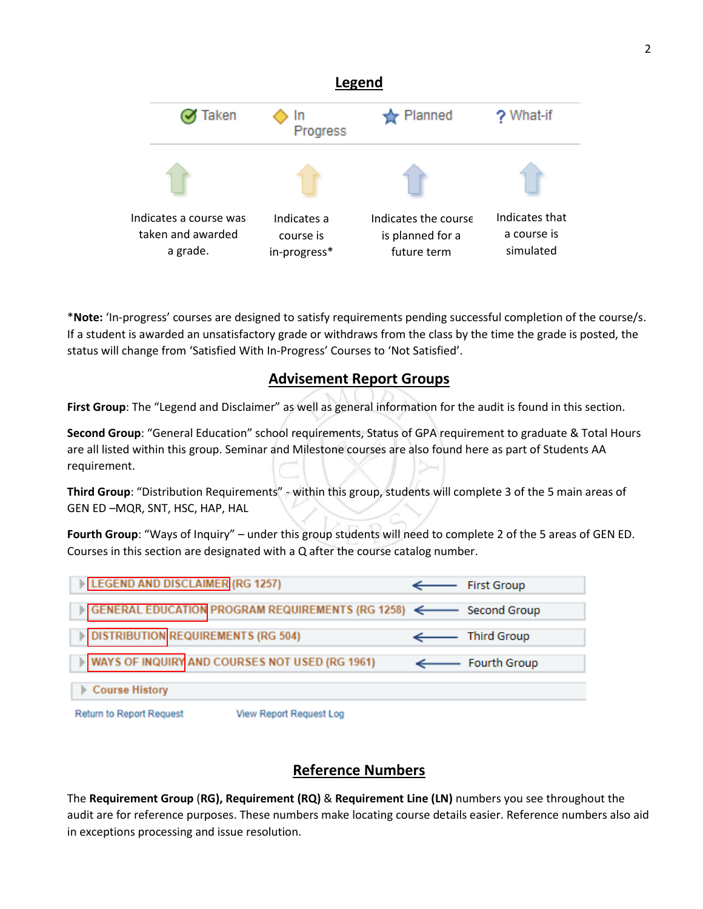## Legend

| Taken | In Progress | Planned | What-if |
|---|---|---|---|
| Indicates a course was taken and awarded a grade. | Indicates a course is in-progress* | Indicates the course is planned for a future term | Indicates that a course is simulated |

***Note:** 'In-progress' courses are designed to satisfy requirements pending successful completion of the course/s. If a student is awarded an unsatisfactory grade or withdraws from the class by the time the grade is posted, the status will change from 'Satisfied With In-Progress' Courses to 'Not Satisfied'.

## Advisement Report Groups

**First Group**: The "Legend and Disclaimer" as well as general information for the audit is found in this section.

**Second Group**: "General Education" school requirements, Status of GPA requirement to graduate & Total Hours are all listed within this group. Seminar and Milestone courses are also found here as part of Students AA requirement.

**Third Group**: "Distribution Requirements" - within this group, students will complete 3 of the 5 main areas of GEN ED –MQR, SNT, HSC, HAP, HAL

**Fourth Group**: "Ways of Inquiry" – under this group students will need to complete 2 of the 5 areas of GEN ED. Courses in this section are designated with a Q after the course catalog number.

| Section | Group |
|---|---|
| LEGEND AND DISCLAIMER (RG 1257) | First Group |
| GENERAL EDUCATION PROGRAM REQUIREMENTS (RG 1258) | Second Group |
| DISTRIBUTION REQUIREMENTS (RG 504) | Third Group |
| WAYS OF INQUIRY AND COURSES NOT USED (RG 1961) | Fourth Group |
| Course History | |

Return to Report Request    View Report Request Log

## Reference Numbers

The **Requirement Group (RG), Requirement (RQ)** & **Requirement Line (LN)** numbers you see throughout the audit are for reference purposes. These numbers make locating course details easier. Reference numbers also aid in exceptions processing and issue resolution.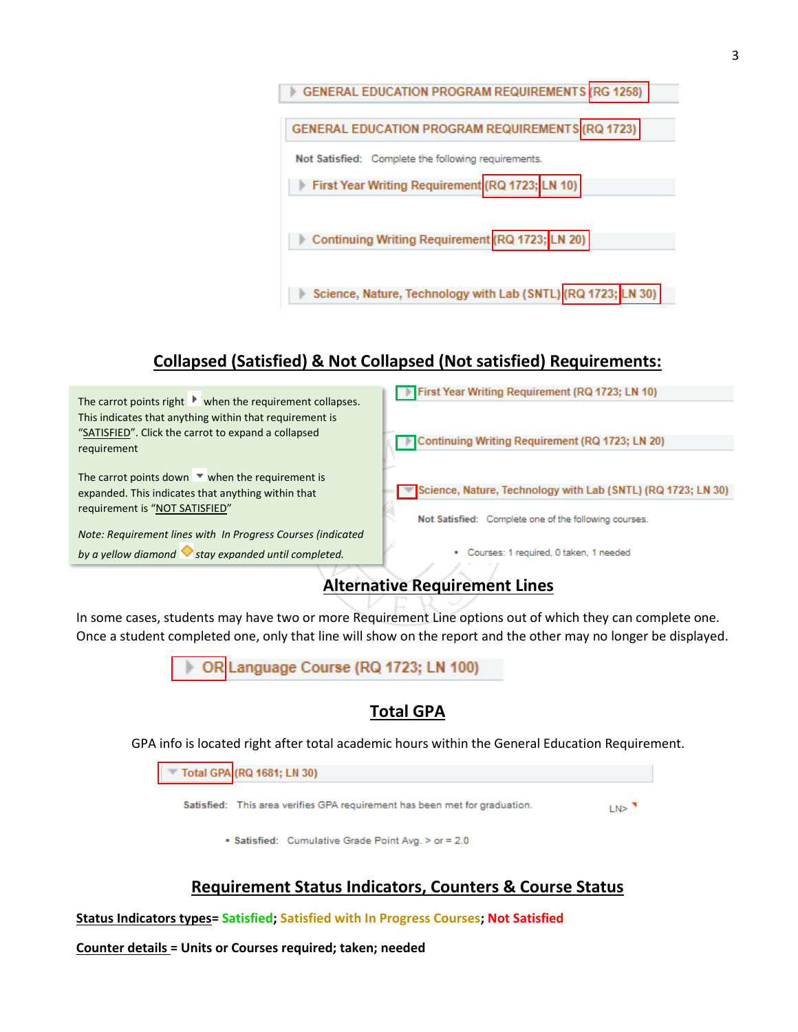GENERAL EDUCATION PROGRAM REQUIREMENTS (RG 1258)

GENERAL EDUCATION PROGRAM REQUIREMENTS (RQ 1723)

Not Satisfied: Complete the following requirements.

First Year Writing Requirement (RQ 1723; LN 10)

Continuing Writing Requirement (RQ 1723; LN 20)

Science, Nature, Technology with Lab (SNTL) (RQ 1723; LN 30)

## Collapsed (Satisfied) & Not Collapsed (Not satisfied) Requirements:

The carrot points right when the requirement collapses. This indicates that anything within that requirement is "SATISFIED". Click the carrot to expand a collapsed requirement

The carrot points down when the requirement is expanded. This indicates that anything within that requirement is "NOT SATISFIED"

*Note: Requirement lines with In Progress Courses (indicated by a yellow diamond stay expanded until completed.*

First Year Writing Requirement (RQ 1723; LN 10)

Continuing Writing Requirement (RQ 1723; LN 20)

Science, Nature, Technology with Lab (SNTL) (RQ 1723; LN 30)

Not Satisfied: Complete one of the following courses.

- Courses: 1 required, 0 taken, 1 needed

## Alternative Requirement Lines

In some cases, students may have two or more Requirement Line options out of which they can complete one. Once a student completed one, only that line will show on the report and the other may no longer be displayed.

OR Language Course (RQ 1723; LN 100)

## Total GPA

GPA info is located right after total academic hours within the General Education Requirement.

Total GPA (RQ 1681; LN 30)

Satisfied: This area verifies GPA requirement has been met for graduation. LN>

- Satisfied: Cumulative Grade Point Avg. > or = 2.0

## Requirement Status Indicators, Counters & Course Status

**Status Indicators types= Satisfied; Satisfied with In Progress Courses; Not Satisfied**

**Counter details = Units or Courses required; taken; needed**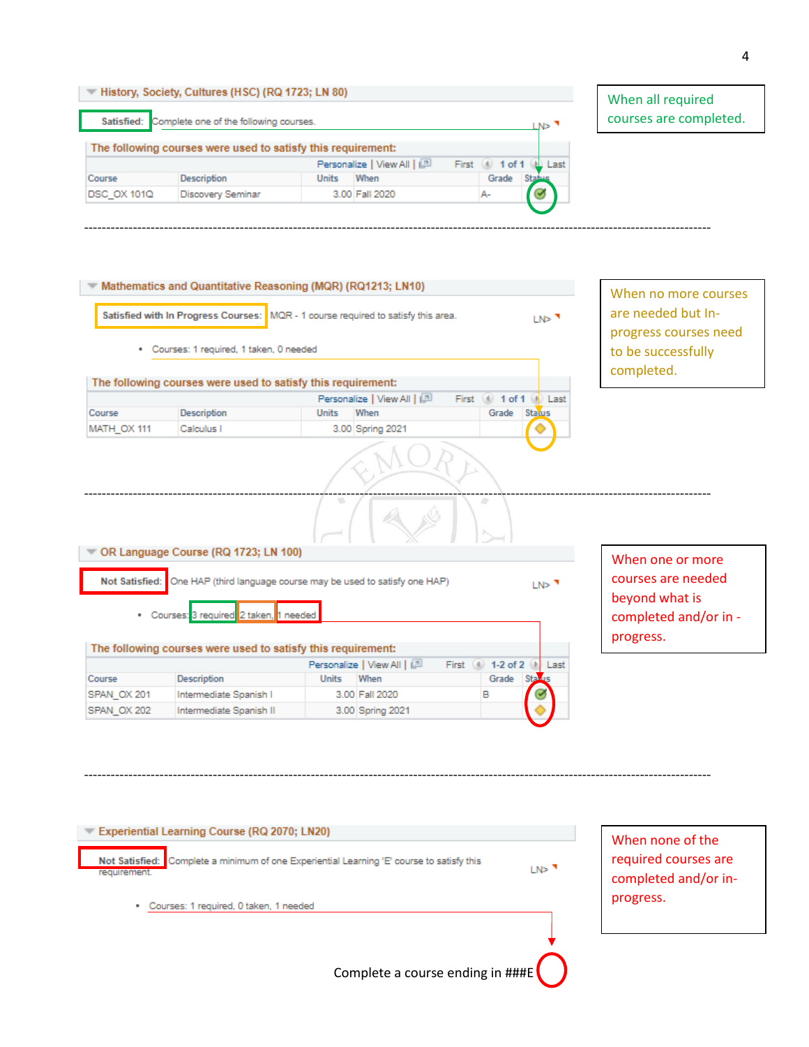### History, Society, Cultures (HSC) (RQ 1723; LN 80)

**Satisfied:** Complete one of the following courses. LN>

**The following courses were used to satisfy this requirement:**

| Course | Description | Units | When | Grade | Status |
|---|---|---|---|---|---|
| DSC_OX 101Q | Discovery Seminar | 3.00 | Fall 2020 | A- | ✔ |

When all required courses are completed.

---

### Mathematics and Quantitative Reasoning (MQR) (RQ1213; LN10)

**Satisfied with In Progress Courses:** MQR - 1 course required to satisfy this area. LN>

- Courses: 1 required, 1 taken, 0 needed

**The following courses were used to satisfy this requirement:**

| Course | Description | Units | When | Grade | Status |
|---|---|---|---|---|---|
| MATH_OX 111 | Calculus I | 3.00 | Spring 2021 | | ◆ |

When no more courses are needed but In-progress courses need to be successfully completed.

---

### OR Language Course (RQ 1723; LN 100)

**Not Satisfied:** One HAP (third language course may be used to satisfy one HAP) LN>

- Courses: 3 required, 2 taken, 1 needed

**The following courses were used to satisfy this requirement:**

| Course | Description | Units | When | Grade | Status |
|---|---|---|---|---|---|
| SPAN_OX 201 | Intermediate Spanish I | 3.00 | Fall 2020 | B | ✔ |
| SPAN_OX 202 | Intermediate Spanish II | 3.00 | Spring 2021 | | ◆ |

When one or more courses are needed beyond what is completed and/or in-progress.

---

### Experiential Learning Course (RQ 2070; LN20)

**Not Satisfied:** Complete a minimum of one Experiential Learning 'E' course to satisfy this requirement. LN>

- Courses: 1 required, 0 taken, 1 needed

Complete a course ending in ###E

When none of the required courses are completed and/or in-progress.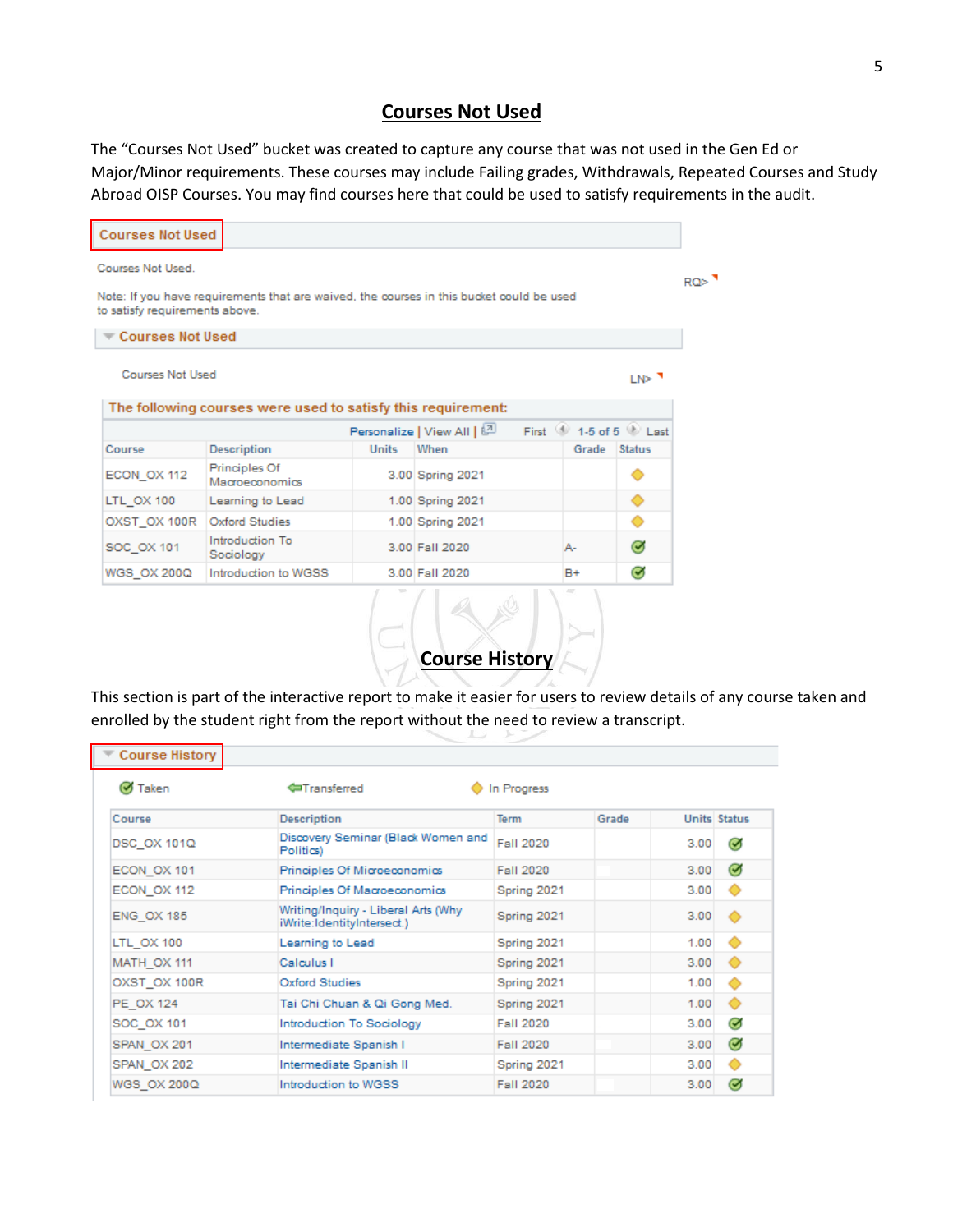## Courses Not Used

The “Courses Not Used” bucket was created to capture any course that was not used in the Gen Ed or Major/Minor requirements. These courses may include Failing grades, Withdrawals, Repeated Courses and Study Abroad OISP Courses. You may find courses here that could be used to satisfy requirements in the audit.

**Courses Not Used**

Courses Not Used.

RQ>

Note: If you have requirements that are waived, the courses in this bucket could be used to satisfy requirements above.

**Courses Not Used**

Courses Not Used

LN>

**The following courses were used to satisfy this requirement:**

Personalize | View All | First 1-5 of 5 Last

| Course | Description | Units | When | Grade | Status |
|---|---|---|---|---|---|
| ECON_OX 112 | Principles Of Macroeconomics | 3.00 | Spring 2021 | | In Progress |
| LTL_OX 100 | Learning to Lead | 1.00 | Spring 2021 | | In Progress |
| OXST_OX 100R | Oxford Studies | 1.00 | Spring 2021 | | In Progress |
| SOC_OX 101 | Introduction To Sociology | 3.00 | Fall 2020 | A- | Taken |
| WGS_OX 200Q | Introduction to WGSS | 3.00 | Fall 2020 | B+ | Taken |

## Course History

This section is part of the interactive report to make it easier for users to review details of any course taken and enrolled by the student right from the report without the need to review a transcript.

**Course History**

Taken | Transferred | In Progress

| Course | Description | Term | Grade | Units | Status |
|---|---|---|---|---|---|
| DSC_OX 101Q | Discovery Seminar (Black Women and Politics) | Fall 2020 | | 3.00 | Taken |
| ECON_OX 101 | Principles Of Microeconomics | Fall 2020 | | 3.00 | Taken |
| ECON_OX 112 | Principles Of Macroeconomics | Spring 2021 | | 3.00 | In Progress |
| ENG_OX 185 | Writing/Inquiry - Liberal Arts (Why iWrite:IdentityIntersect.) | Spring 2021 | | 3.00 | In Progress |
| LTL_OX 100 | Learning to Lead | Spring 2021 | | 1.00 | In Progress |
| MATH_OX 111 | Calculus I | Spring 2021 | | 3.00 | In Progress |
| OXST_OX 100R | Oxford Studies | Spring 2021 | | 1.00 | In Progress |
| PE_OX 124 | Tai Chi Chuan & Qi Gong Med. | Spring 2021 | | 1.00 | In Progress |
| SOC_OX 101 | Introduction To Sociology | Fall 2020 | | 3.00 | Taken |
| SPAN_OX 201 | Intermediate Spanish I | Fall 2020 | | 3.00 | Taken |
| SPAN_OX 202 | Intermediate Spanish II | Spring 2021 | | 3.00 | In Progress |
| WGS_OX 200Q | Introduction to WGSS | Fall 2020 | | 3.00 | Taken |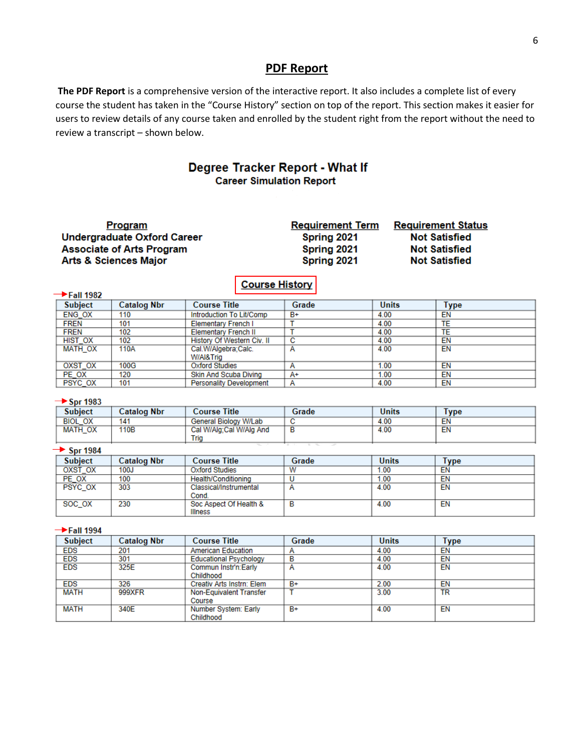## PDF Report

**The PDF Report** is a comprehensive version of the interactive report. It also includes a complete list of every course the student has taken in the "Course History" section on top of the report. This section makes it easier for users to review details of any course taken and enrolled by the student right from the report without the need to review a transcript – shown below.

### Degree Tracker Report - What If

**Career Simulation Report**

| Program | Requirement Term | Requirement Status |
|---|---|---|
| Undergraduate Oxford Career | Spring 2021 | Not Satisfied |
| Associate of Arts Program | Spring 2021 | Not Satisfied |
| Arts & Sciences Major | Spring 2021 | Not Satisfied |

**Course History**

**Fall 1982**

| Subject | Catalog Nbr | Course Title | Grade | Units | Type |
|---|---|---|---|---|---|
| ENG_OX | 110 | Introduction To Lit/Comp | B+ | 4.00 | EN |
| FREN | 101 | Elementary French I | T | 4.00 | TE |
| FREN | 102 | Elementary French II | T | 4.00 | TE |
| HIST_OX | 102 | History Of Western Civ. II | C | 4.00 | EN |
| MATH_OX | 110A | Cal.W/Algebra;Calc. W/Al&Trig | A | 4.00 | EN |
| OXST_OX | 100G | Oxford Studies | A | 1.00 | EN |
| PE_OX | 120 | Skin And Scuba Diving | A+ | 1.00 | EN |
| PSYC_OX | 101 | Personality Development | A | 4.00 | EN |

**Spr 1983**

| Subject | Catalog Nbr | Course Title | Grade | Units | Type |
|---|---|---|---|---|---|
| BIOL_OX | 141 | General Biology W/Lab | C | 4.00 | EN |
| MATH_OX | 110B | Cal W/Alg;Cal W/Alg And Trig | B | 4.00 | EN |

**Spr 1984**

| Subject | Catalog Nbr | Course Title | Grade | Units | Type |
|---|---|---|---|---|---|
| OXST_OX | 100J | Oxford Studies | W | 1.00 | EN |
| PE_OX | 100 | Health/Conditioning | U | 1.00 | EN |
| PSYC_OX | 303 | Classical/Instrumental Cond. | A | 4.00 | EN |
| SOC_OX | 230 | Soc Aspect Of Health & Illness | B | 4.00 | EN |

**Fall 1994**

| Subject | Catalog Nbr | Course Title | Grade | Units | Type |
|---|---|---|---|---|---|
| EDS | 201 | American Education | A | 4.00 | EN |
| EDS | 301 | Educational Psychology | B | 4.00 | EN |
| EDS | 325E | Commun Instr'n:Early Childhood | A | 4.00 | EN |
| EDS | 326 | Creativ Arts Instrn: Elem | B+ | 2.00 | EN |
| MATH | 999XFR | Non-Equivalent Transfer Course | T | 3.00 | TR |
| MATH | 340E | Number System: Early Childhood | B+ | 4.00 | EN |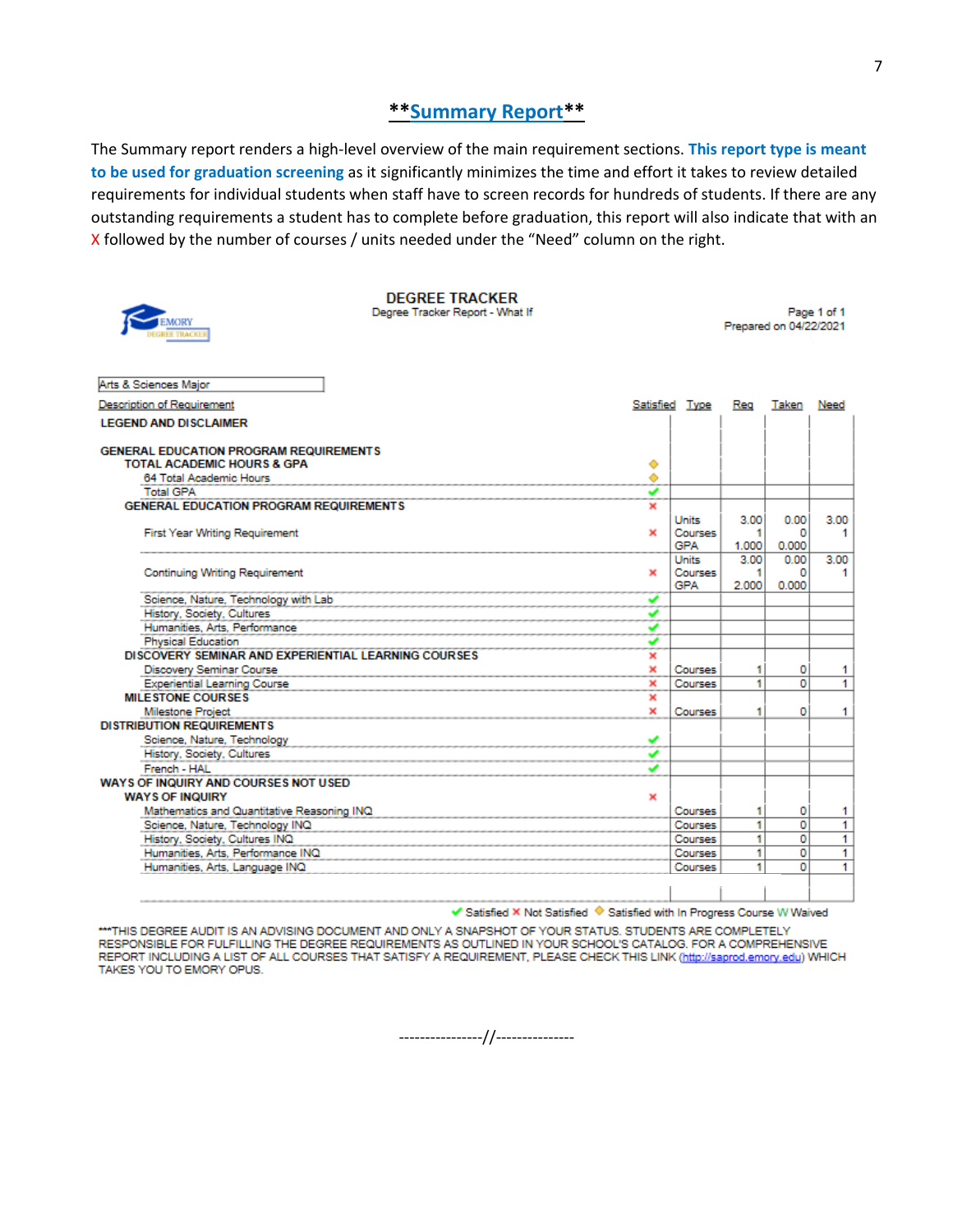## \*\*Summary Report\*\*

The Summary report renders a high-level overview of the main requirement sections. **This report type is meant to be used for graduation screening** as it significantly minimizes the time and effort it takes to review detailed requirements for individual students when staff have to screen records for hundreds of students. If there are any outstanding requirements a student has to complete before graduation, this report will also indicate that with an X followed by the number of courses / units needed under the "Need" column on the right.

**DEGREE TRACKER**
Degree Tracker Report - What If

Page 1 of 1
Prepared on 04/22/2021

Arts & Sciences Major

| Description of Requirement | Satisfied | Type | Req | Taken | Need |
|---|---|---|---|---|---|
| **LEGEND AND DISCLAIMER** | | | | | |
| **GENERAL EDUCATION PROGRAM REQUIREMENTS** | | | | | |
| **TOTAL ACADEMIC HOURS & GPA** | ◆ | | | | |
| 64 Total Academic Hours | ◆ | | | | |
| Total GPA | ✔ | | | | |
| **GENERAL EDUCATION PROGRAM REQUIREMENTS** | ✖ | | | | |
| First Year Writing Requirement | ✖ | Units<br>Courses<br>GPA | 3.00<br>1<br>1.000 | 0.00<br>0<br>0.000 | 3.00<br>1 |
| Continuing Writing Requirement | ✖ | Units<br>Courses<br>GPA | 3.00<br>1<br>2.000 | 0.00<br>0<br>0.000 | 3.00<br>1 |
| Science, Nature, Technology with Lab | ✔ | | | | |
| History, Society, Cultures | ✔ | | | | |
| Humanities, Arts, Performance | ✔ | | | | |
| Physical Education | ✔ | | | | |
| **DISCOVERY SEMINAR AND EXPERIENTIAL LEARNING COURSES** | ✖ | | | | |
| Discovery Seminar Course | ✖ | Courses | 1 | 0 | 1 |
| Experiential Learning Course | ✖ | Courses | 1 | 0 | 1 |
| **MILESTONE COURSES** | ✖ | | | | |
| Milestone Project | ✖ | Courses | 1 | 0 | 1 |
| **DISTRIBUTION REQUIREMENTS** | | | | | |
| Science, Nature, Technology | ✔ | | | | |
| History, Society, Cultures | ✔ | | | | |
| French - HAL | ✔ | | | | |
| **WAYS OF INQUIRY AND COURSES NOT USED** | | | | | |
| **WAYS OF INQUIRY** | ✖ | | | | |
| Mathematics and Quantitative Reasoning INQ | | Courses | 1 | 0 | 1 |
| Science, Nature, Technology INQ | | Courses | 1 | 0 | 1 |
| History, Society, Cultures INQ | | Courses | 1 | 0 | 1 |
| Humanities, Arts, Performance INQ | | Courses | 1 | 0 | 1 |
| Humanities, Arts, Language INQ | | Courses | 1 | 0 | 1 |

✔ Satisfied ✖ Not Satisfied ◆ Satisfied with In Progress Course W Waived

\*\*\*THIS DEGREE AUDIT IS AN ADVISING DOCUMENT AND ONLY A SNAPSHOT OF YOUR STATUS. STUDENTS ARE COMPLETELY RESPONSIBLE FOR FULFILLING THE DEGREE REQUIREMENTS AS OUTLINED IN YOUR SCHOOL'S CATALOG. FOR A COMPREHENSIVE REPORT INCLUDING A LIST OF ALL COURSES THAT SATISFY A REQUIREMENT, PLEASE CHECK THIS LINK (http://saprod.emory.edu) WHICH TAKES YOU TO EMORY OPUS.

----------------//---------------